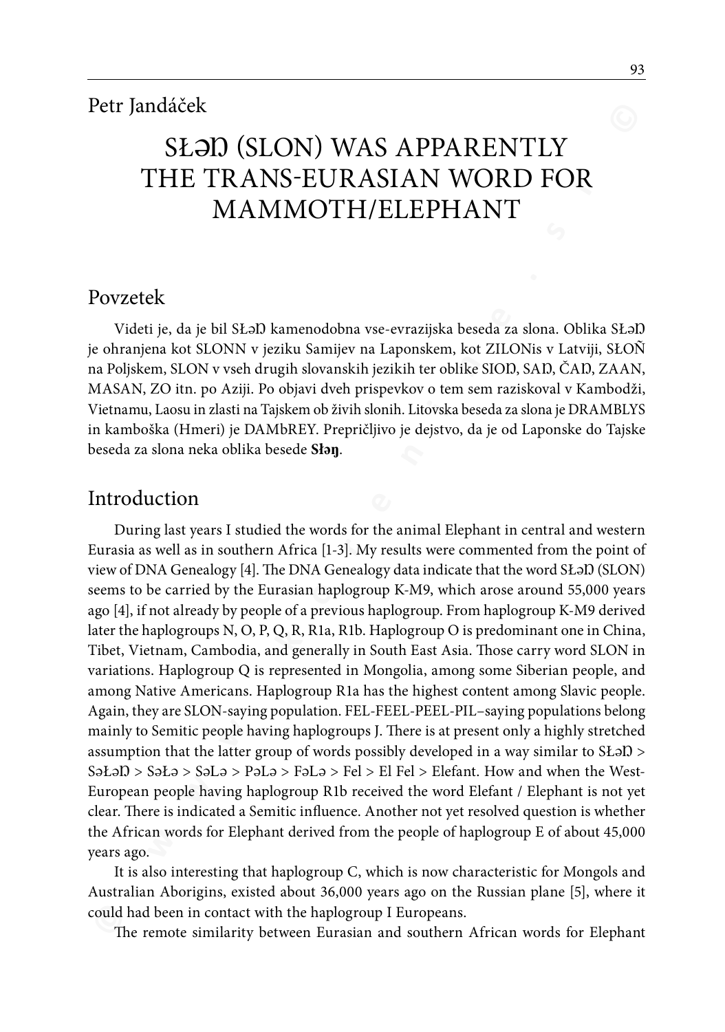Petr Jandáček

# SŁƏŊ (SLON) WAS APPARENTLY THE TRANS-EURASIAN WORD FOR MAMMOTH/ELEPHANT

## Povzetek

Videti je, da je bil SŁƏŊ kamenodobna vse-evrazijska beseda za slona. Oblika SŁƏŊ je ohranjena kot SLONN v jeziku Samijev na Laponskem, kot ZILONis v Latviji, SŁOÑ na Poljskem, SLON v vseh drugih slovanskih jezikih ter oblike SIOŊ, SAŊ, ČAŊ, ZAAN, MASAN, ZO itn. po Aziji. Po objavi dveh prispevkov o tem sem raziskoval v Kambodži, Vietnamu, Laosu in zlasti na Tajskem ob živih slonih. Litovska beseda za slona je DRAMBLYS in kamboška (Hmeri) je DAMbREY. Prepričljivo je dejstvo, da je od Laponske do Tajske beseda za slona neka oblika besede **Słəŋ**.

## Introduction

During last years I studied the words for the animal Elephant in central and western Eurasia as well as in southern Africa [1-3]. My results were commented from the point of view of DNA Genealogy [4]. The DNA Genealogy data indicate that the word SŁƏŊ (SLON) seems to be carried by the Eurasian haplogroup K-M9, which arose around 55,000 years ago [4], if not already by people of a previous haplogroup. From haplogroup K-M9 derived later the haplogroups N, O, P, Q, R, R1a, R1b. Haplogroup O is predominant one in China, Tibet, Vietnam, Cambodia, and generally in South East Asia. Those carry word SLON in variations. Haplogroup Q is represented in Mongolia, among some Siberian people, and among Native Americans. Haplogroup R1a has the highest content among Slavic people. Again, they are SLON-saying population. FEL-FEEL-PEEL-PIL–saying populations belong mainly to Semitic people having haplogroups J. There is at present only a highly stretched assumption that the latter group of words possibly developed in a way similar to SŁƏŊ > SəŁƏŊ > SəŁə > SəLə > PəLə > FəLə > Fel > El Fel > Elefant. How and when the West-European people having haplogroup R1b received the word Elefant / Elephant is not yet clear. There is indicated a Semitic influence. Another not yet resolved question is whether the African words for Elephant derived from the people of haplogroup E of about 45,000 years ago.

It is also interesting that haplogroup C, which is now characteristic for Mongols and Australian Aborigins, existed about 36,000 years ago on the Russian plane [5], where it could had been in contact with the haplogroup I Europeans.

The remote similarity between Eurasian and southern African words for Elephant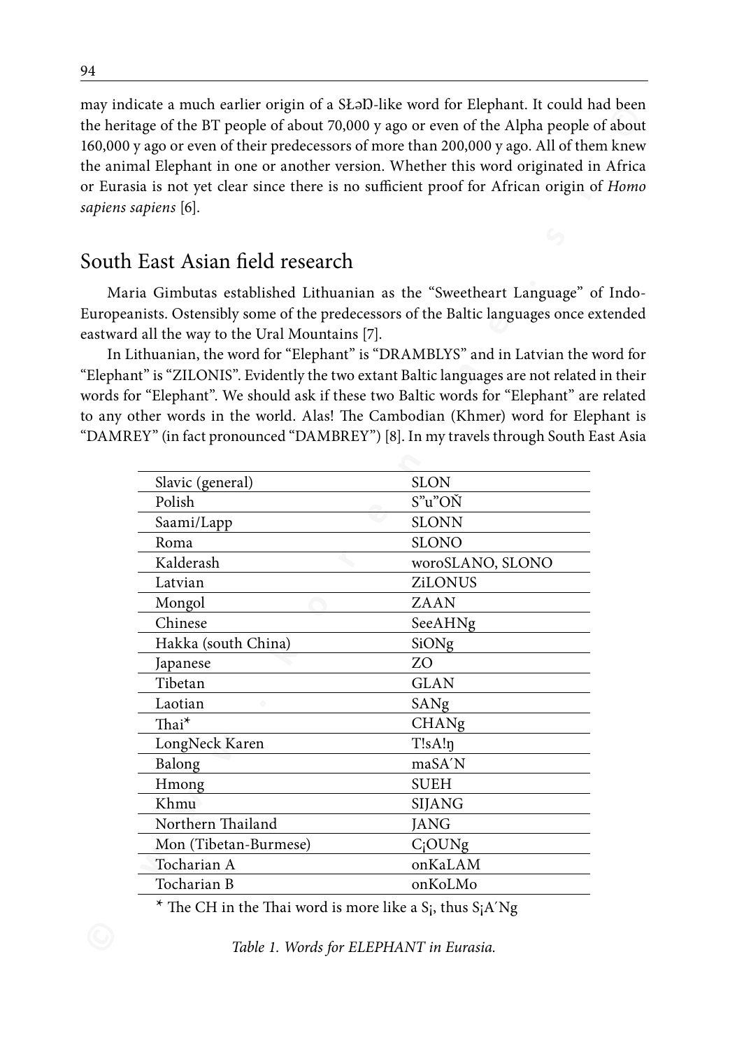may indicate a much earlier origin of a SŁəŊ-like word for Elephant. It could had been the heritage of the BT people of about 70,000 y ago or even of the Alpha people of about 160,000 y ago or even of their predecessors of more than 200,000 y ago. All of them knew the animal Elephant in one or another version. Whether this word originated in Africa or Eurasia is not yet clear since there is no sufficient proof for African origin of *Homo sapiens sapiens* [6].

## South East Asian field research

Maria Gimbutas established Lithuanian as the "Sweetheart Language" of Indo-Europeanists. Ostensibly some of the predecessors of the Baltic languages once extended eastward all the way to the Ural Mountains [7].

In Lithuanian, the word for "Elephant" is "DRAMBLYS" and in Latvian the word for "Elephant" is "ZILONIS". Evidently the two extant Baltic languages are not related in their words for "Elephant". We should ask if these two Baltic words for "Elephant" are related to any other words in the world. Alas! The Cambodian (Khmer) word for Elephant is "DAMREY" (in fact pronounced "DAMBREY") [8]. In my travels through South East Asia

| | |
|---|---|
| Slavic (general) | SLON |
| Polish | S"u"OŇ |
| Saami/Lapp | SLONN |
| Roma | SLONO |
| Kalderash | woroSLANO, SLONO |
| Latvian | ZiLONUS |
| Mongol | ZAAN |
| Chinese | SeeAHNg |
| Hakka (south China) | SiONg |
| Japanese | ZO |
| Tibetan | GLAN |
| Laotian | SANg |
| Thai* | CHANg |
| LongNeck Karen | T!sA!ŋ |
| Balong | maSA´N |
| Hmong | SUEH |
| Khmu | SIJANG |
| Northern Thailand | JANG |
| Mon (Tibetan-Burmese) | C¡OUNg |
| Tocharian A | onKaLAM |
| Tocharian B | onKoLMo |

* The CH in the Thai word is more like a S¡, thus S¡A´Ng

*Table 1. Words for ELEPHANT in Eurasia.*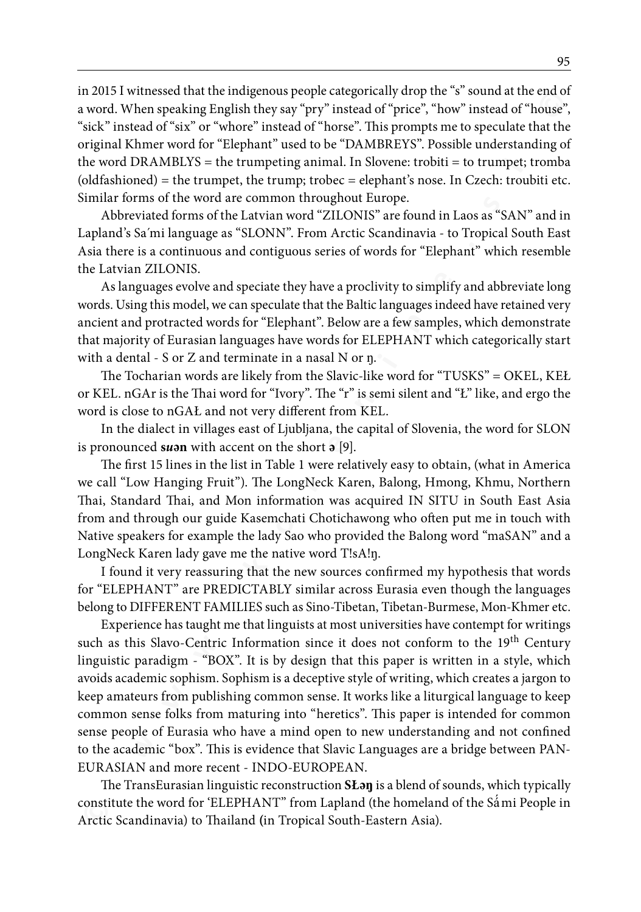in 2015 I witnessed that the indigenous people categorically drop the "s" sound at the end of a word. When speaking English they say "pry" instead of "price", "how" instead of "house", "sick" instead of "six" or "whore" instead of "horse". This prompts me to speculate that the original Khmer word for "Elephant" used to be "DAMBREYS". Possible understanding of the word DRAMBLYS = the trumpeting animal. In Slovene: trobiti = to trumpet; tromba (oldfashioned) = the trumpet, the trump; trobec = elephant's nose. In Czech: troubiti etc. Similar forms of the word are common throughout Europe.

Abbreviated forms of the Latvian word "ZILONIS" are found in Laos as "SAN" and in Lapland's Sa´mi language as "SLONN". From Arctic Scandinavia - to Tropical South East Asia there is a continuous and contiguous series of words for "Elephant" which resemble the Latvian ZILONIS.

As languages evolve and speciate they have a proclivity to simplify and abbreviate long words. Using this model, we can speculate that the Baltic languages indeed have retained very ancient and protracted words for "Elephant". Below are a few samples, which demonstrate that majority of Eurasian languages have words for ELEPHANT which categorically start with a dental - S or Z and terminate in a nasal N or ŋ.

The Tocharian words are likely from the Slavic-like word for "TUSKS" = OKEL, KEŁ or KEL. nGAr is the Thai word for "Ivory". The "r" is semi silent and "Ł" like, and ergo the word is close to nGAŁ and not very different from KEL.

In the dialect in villages east of Ljubljana, the capital of Slovenia, the word for SLON is pronounced **s*u*ən** with accent on the short **ə** [9].

The first 15 lines in the list in Table 1 were relatively easy to obtain, (what in America we call "Low Hanging Fruit"). The LongNeck Karen, Balong, Hmong, Khmu, Northern Thai, Standard Thai, and Mon information was acquired IN SITU in South East Asia from and through our guide Kasemchati Chotichawong who often put me in touch with Native speakers for example the lady Sao who provided the Balong word "maSAN" and a LongNeck Karen lady gave me the native word T!sA!ŋ.

I found it very reassuring that the new sources confirmed my hypothesis that words for "ELEPHANT" are PREDICTABLY similar across Eurasia even though the languages belong to DIFFERENT FAMILIES such as Sino-Tibetan, Tibetan-Burmese, Mon-Khmer etc.

Experience has taught me that linguists at most universities have contempt for writings such as this Slavo-Centric Information since it does not conform to the 19th Century linguistic paradigm - "BOX". It is by design that this paper is written in a style, which avoids academic sophism. Sophism is a deceptive style of writing, which creates a jargon to keep amateurs from publishing common sense. It works like a liturgical language to keep common sense folks from maturing into "heretics". This paper is intended for common sense people of Eurasia who have a mind open to new understanding and not confined to the academic "box". This is evidence that Slavic Languages are a bridge between PAN-EURASIAN and more recent - INDO-EUROPEAN.

The TransEurasian linguistic reconstruction **SŁəŋ** is a blend of sounds, which typically constitute the word for 'ELEPHANT" from Lapland (the homeland of the Sá́mi People in Arctic Scandinavia) to Thailand (in Tropical South-Eastern Asia).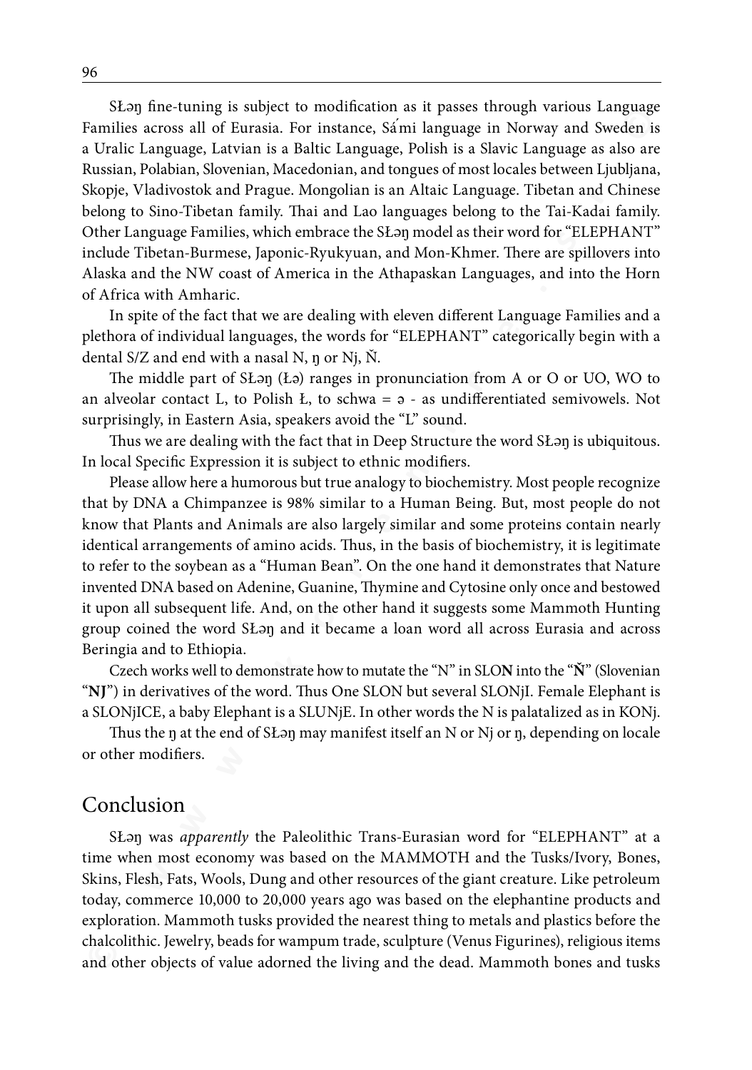SŁəŋ fine-tuning is subject to modification as it passes through various Language Families across all of Eurasia. For instance, Sámi language in Norway and Sweden is a Uralic Language, Latvian is a Baltic Language, Polish is a Slavic Language as also are Russian, Polabian, Slovenian, Macedonian, and tongues of most locales between Ljubljana, Skopje, Vladivostok and Prague. Mongolian is an Altaic Language. Tibetan and Chinese belong to Sino-Tibetan family. Thai and Lao languages belong to the Tai-Kadai family. Other Language Families, which embrace the SŁəŋ model as their word for "ELEPHANT" include Tibetan-Burmese, Japonic-Ryukyuan, and Mon-Khmer. There are spillovers into Alaska and the NW coast of America in the Athapaskan Languages, and into the Horn of Africa with Amharic.

In spite of the fact that we are dealing with eleven different Language Families and a plethora of individual languages, the words for "ELEPHANT" categorically begin with a dental S/Z and end with a nasal N, ŋ or Nj, Ň.

The middle part of SŁəŋ (Łə) ranges in pronunciation from A or O or UO, WO to an alveolar contact L, to Polish Ł, to schwa = ə - as undifferentiated semivowels. Not surprisingly, in Eastern Asia, speakers avoid the "L" sound.

Thus we are dealing with the fact that in Deep Structure the word SŁəŋ is ubiquitous. In local Specific Expression it is subject to ethnic modifiers.

Please allow here a humorous but true analogy to biochemistry. Most people recognize that by DNA a Chimpanzee is 98% similar to a Human Being. But, most people do not know that Plants and Animals are also largely similar and some proteins contain nearly identical arrangements of amino acids. Thus, in the basis of biochemistry, it is legitimate to refer to the soybean as a "Human Bean". On the one hand it demonstrates that Nature invented DNA based on Adenine, Guanine, Thymine and Cytosine only once and bestowed it upon all subsequent life. And, on the other hand it suggests some Mammoth Hunting group coined the word SŁəŋ and it became a loan word all across Eurasia and across Beringia and to Ethiopia.

Czech works well to demonstrate how to mutate the "N" in SLO**N** into the "**Ň**" (Slovenian "**NJ**") in derivatives of the word. Thus One SLON but several SLONjI. Female Elephant is a SLONjICE, a baby Elephant is a SLUNjE. In other words the N is palatalized as in KONj.

Thus the ŋ at the end of SŁəŋ may manifest itself an N or Nj or ŋ, depending on locale or other modifiers.

## Conclusion

SŁəŋ was *apparently* the Paleolithic Trans-Eurasian word for "ELEPHANT" at a time when most economy was based on the MAMMOTH and the Tusks/Ivory, Bones, Skins, Flesh, Fats, Wools, Dung and other resources of the giant creature. Like petroleum today, commerce 10,000 to 20,000 years ago was based on the elephantine products and exploration. Mammoth tusks provided the nearest thing to metals and plastics before the chalcolithic. Jewelry, beads for wampum trade, sculpture (Venus Figurines), religious items and other objects of value adorned the living and the dead. Mammoth bones and tusks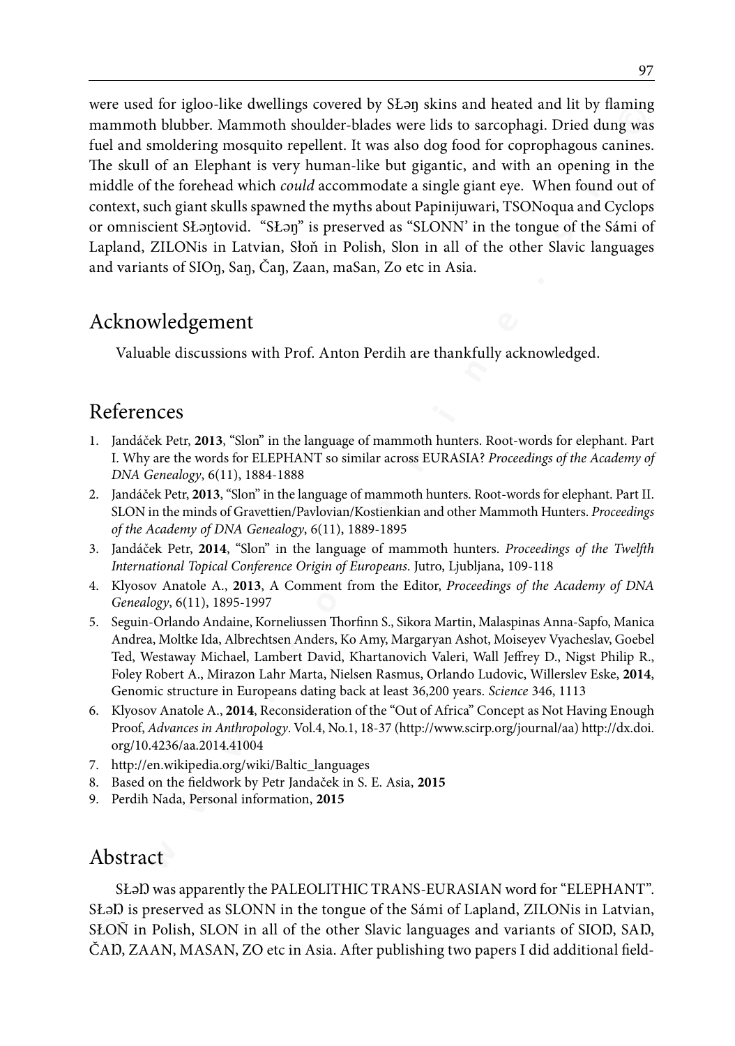were used for igloo-like dwellings covered by SŁəŋ skins and heated and lit by flaming mammoth blubber. Mammoth shoulder-blades were lids to sarcophagi. Dried dung was fuel and smoldering mosquito repellent. It was also dog food for coprophagous canines. The skull of an Elephant is very human-like but gigantic, and with an opening in the middle of the forehead which *could* accommodate a single giant eye. When found out of context, such giant skulls spawned the myths about Papinijuwari, TSONoqua and Cyclops or omniscient SŁəŋtovid. "SŁəŋ" is preserved as "SLONN' in the tongue of the Sámi of Lapland, ZILONis in Latvian, Słoň in Polish, Slon in all of the other Slavic languages and variants of SIOŋ, Saŋ, Čaŋ, Zaan, maSan, Zo etc in Asia.

## Acknowledgement

Valuable discussions with Prof. Anton Perdih are thankfully acknowledged.

## References

1. Jandáček Petr, **2013**, "Slon" in the language of mammoth hunters. Root-words for elephant. Part I. Why are the words for ELEPHANT so similar across EURASIA? *Proceedings of the Academy of DNA Genealogy*, 6(11), 1884-1888
2. Jandáček Petr, **2013**, "Slon" in the language of mammoth hunters. Root-words for elephant. Part II. SLON in the minds of Gravettien/Pavlovian/Kostienkian and other Mammoth Hunters. *Proceedings of the Academy of DNA Genealogy*, 6(11), 1889-1895
3. Jandáček Petr, **2014**, "Slon" in the language of mammoth hunters. *Proceedings of the Twelfth International Topical Conference Origin of Europeans*. Jutro, Ljubljana, 109-118
4. Klyosov Anatole A., **2013**, A Comment from the Editor, *Proceedings of the Academy of DNA Genealogy*, 6(11), 1895-1997
5. Seguin-Orlando Andaine, Korneliussen Thorfinn S., Sikora Martin, Malaspinas Anna-Sapfo, Manica Andrea, Moltke Ida, Albrechtsen Anders, Ko Amy, Margaryan Ashot, Moiseyev Vyacheslav, Goebel Ted, Westaway Michael, Lambert David, Khartanovich Valeri, Wall Jeffrey D., Nigst Philip R., Foley Robert A., Mirazon Lahr Marta, Nielsen Rasmus, Orlando Ludovic, Willerslev Eske, **2014**, Genomic structure in Europeans dating back at least 36,200 years. *Science* 346, 1113
6. Klyosov Anatole A., **2014**, Reconsideration of the "Out of Africa" Concept as Not Having Enough Proof, *Advances in Anthropology*. Vol.4, No.1, 18-37 (http://www.scirp.org/journal/aa) http://dx.doi.org/10.4236/aa.2014.41004
7. http://en.wikipedia.org/wiki/Baltic_languages
8. Based on the fieldwork by Petr Jandaček in S. E. Asia, **2015**
9. Perdih Nada, Personal information, **2015**

## Abstract

SŁəŊ was apparently the PALEOLITHIC TRANS-EURASIAN word for "ELEPHANT". SŁəŊ is preserved as SLONN in the tongue of the Sámi of Lapland, ZILONis in Latvian, SŁOÑ in Polish, SLON in all of the other Slavic languages and variants of SIOŊ, SAŊ, ČAŊ, ZAAN, MASAN, ZO etc in Asia. After publishing two papers I did additional field-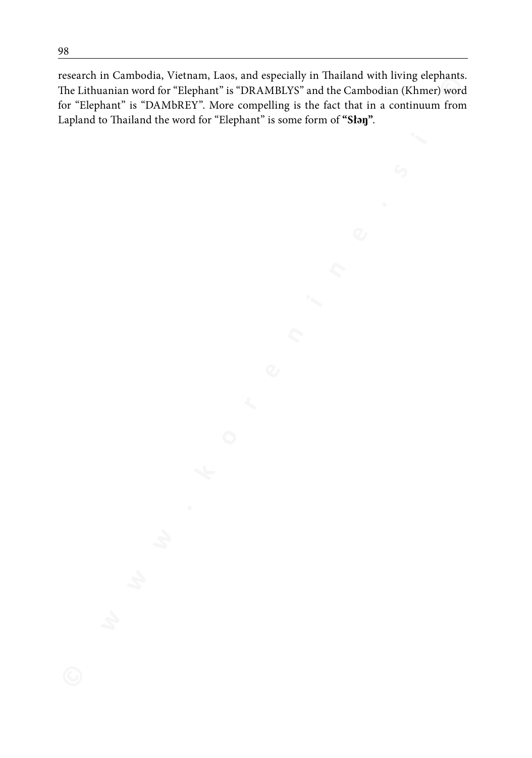research in Cambodia, Vietnam, Laos, and especially in Thailand with living elephants. The Lithuanian word for "Elephant" is "DRAMBLYS" and the Cambodian (Khmer) word for "Elephant" is "DAMbREY". More compelling is the fact that in a continuum from Lapland to Thailand the word for "Elephant" is some form of **"Słəŋ"**.